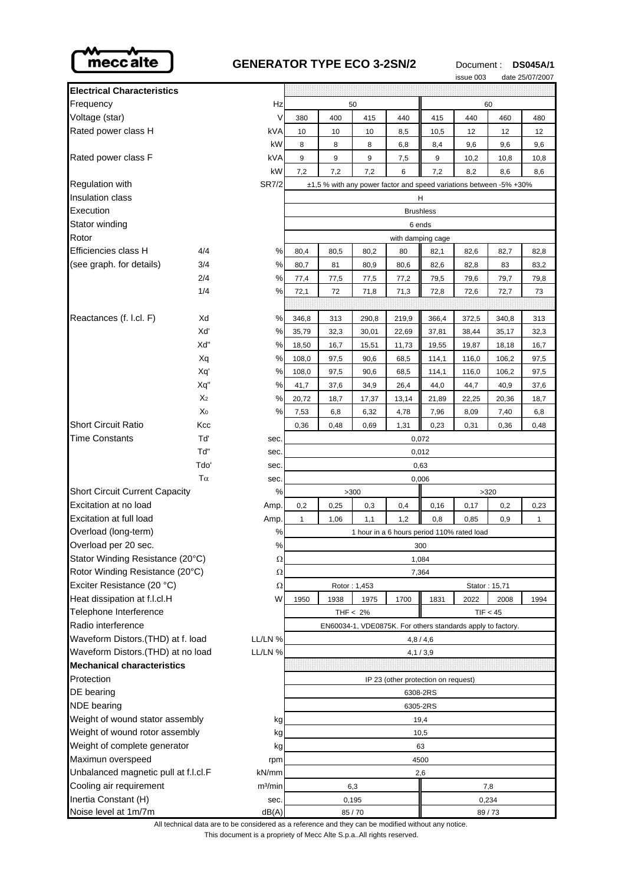mecc alte

# GENERATOR TYPE ECO 3-2SN/2

Document : **DS045A/1**

issue 003 date 25/07/2007

| **Electrical Characteristics** | | | | | | | | | | |
|---|---|---|---|---|---|---|---|---|---|---|
| Frequency | | Hz | 50 | | | | 60 | | | |
| Voltage (star) | | V | 380 | 400 | 415 | 440 | 415 | 440 | 460 | 480 |
| Rated power class H | | kVA | 10 | 10 | 10 | 8,5 | 10,5 | 12 | 12 | 12 |
| | | kW | 8 | 8 | 8 | 6,8 | 8,4 | 9,6 | 9,6 | 9,6 |
| Rated power class F | | kVA | 9 | 9 | 9 | 7,5 | 9 | 10,2 | 10,8 | 10,8 |
| | | kW | 7,2 | 7,2 | 7,2 | 6 | 7,2 | 8,2 | 8,6 | 8,6 |
| Regulation with | | SR7/2 | ±1,5 % with any power factor and speed variations between -5% +30% | | | | | | | |
| Insulation class | | | H | | | | | | | |
| Execution | | | Brushless | | | | | | | |
| Stator winding | | | 6 ends | | | | | | | |
| Rotor | | | with damping cage | | | | | | | |
| Efficiencies class H | 4/4 | % | 80,4 | 80,5 | 80,2 | 80 | 82,1 | 82,6 | 82,7 | 82,8 |
| (see graph. for details) | 3/4 | % | 80,7 | 81 | 80,9 | 80,6 | 82,6 | 82,8 | 83 | 83,2 |
| | 2/4 | % | 77,4 | 77,5 | 77,5 | 77,2 | 79,5 | 79,6 | 79,7 | 79,8 |
| | 1/4 | % | 72,1 | 72 | 71,8 | 71,3 | 72,8 | 72,6 | 72,7 | 73 |
| Reactances (f. l.cl. F) | Xd | % | 346,8 | 313 | 290,8 | 219,9 | 366,4 | 372,5 | 340,8 | 313 |
| | Xd' | % | 35,79 | 32,3 | 30,01 | 22,69 | 37,81 | 38,44 | 35,17 | 32,3 |
| | Xd" | % | 18,50 | 16,7 | 15,51 | 11,73 | 19,55 | 19,87 | 18,18 | 16,7 |
| | Xq | % | 108,0 | 97,5 | 90,6 | 68,5 | 114,1 | 116,0 | 106,2 | 97,5 |
| | Xq' | % | 108,0 | 97,5 | 90,6 | 68,5 | 114,1 | 116,0 | 106,2 | 97,5 |
| | Xq" | % | 41,7 | 37,6 | 34,9 | 26,4 | 44,0 | 44,7 | 40,9 | 37,6 |
| | $X_2$ | % | 20,72 | 18,7 | 17,37 | 13,14 | 21,89 | 22,25 | 20,36 | 18,7 |
| | $X_0$ | % | 7,53 | 6,8 | 6,32 | 4,78 | 7,96 | 8,09 | 7,40 | 6,8 |
| Short Circuit Ratio | Kcc | | 0,36 | 0,48 | 0,69 | 1,31 | 0,23 | 0,31 | 0,36 | 0,48 |
| Time Constants | Td' | sec. | 0,072 | | | | | | | |
| | Td" | sec. | 0,012 | | | | | | | |
| | Tdo' | sec. | 0,63 | | | | | | | |
| | $T\alpha$ | sec. | 0,006 | | | | | | | |
| Short Circuit Current Capacity | | % | >300 | | | | >320 | | | |
| Excitation at no load | | Amp. | 0,2 | 0,25 | 0,3 | 0,4 | 0,16 | 0,17 | 0,2 | 0,23 |
| Excitation at full load | | Amp. | 1 | 1,06 | 1,1 | 1,2 | 0,8 | 0,85 | 0,9 | 1 |
| Overload (long-term) | | % | 1 hour in a 6 hours period 110% rated load | | | | | | | |
| Overload per 20 sec. | | % | 300 | | | | | | | |
| Stator Winding Resistance (20°C) | | Ω | 1,084 | | | | | | | |
| Rotor Winding Resistance (20°C) | | Ω | 7,364 | | | | | | | |
| Exciter Resistance (20 °C) | | Ω | Rotor : 1,453 | | | | Stator : 15,71 | | | |
| Heat dissipation at f.l.cl.H | | W | 1950 | 1938 | 1975 | 1700 | 1831 | 2022 | 2008 | 1994 |
| Telephone Interference | | | THF < 2% | | | | TIF < 45 | | | |
| Radio interference | | | EN60034-1, VDE0875K. For others standards apply to factory. | | | | | | | |
| Waveform Distors.(THD) at f. load | | LL/LN % | 4,8 / 4,6 | | | | | | | |
| Waveform Distors.(THD) at no load | | LL/LN % | 4,1 / 3,9 | | | | | | | |
| **Mechanical characteristics** | | | | | | | | | | |
| Protection | | | IP 23 (other protection on request) | | | | | | | |
| DE bearing | | | 6308-2RS | | | | | | | |
| NDE bearing | | | 6305-2RS | | | | | | | |
| Weight of wound stator assembly | | kg | 19,4 | | | | | | | |
| Weight of wound rotor assembly | | kg | 10,5 | | | | | | | |
| Weight of complete generator | | kg | 63 | | | | | | | |
| Maximun overspeed | | rpm | 4500 | | | | | | | |
| Unbalanced magnetic pull at f.l.cl.F | | kN/mm | 2,6 | | | | | | | |
| Cooling air requirement | | $m^3$/min | 6,3 | | | | 7,8 | | | |
| Inertia Constant (H) | | sec. | 0,195 | | | | 0,234 | | | |
| Noise level at 1m/7m | | dB(A) | 85 / 70 | | | | 89 / 73 | | | |

All technical data are to be considered as a reference and they can be modified without any notice.

This document is a propriety of Mecc Alte S.p.a..All rights reserved.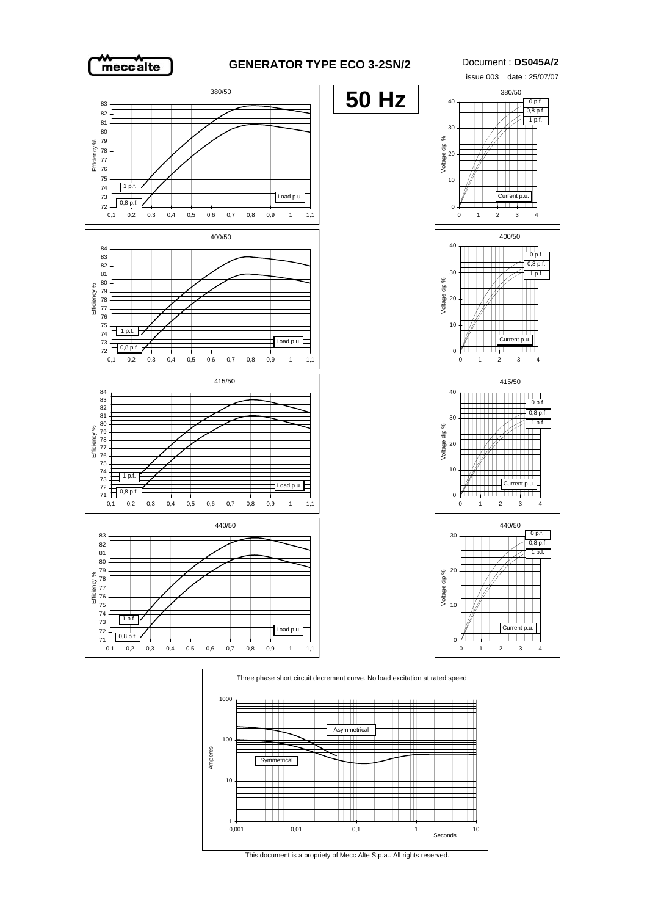# GENERATOR TYPE ECO 3-2SN/2

Document : **DS045A/2**

issue 003 date : 25/07/07

**50 Hz**

380/50

Efficiency %

1 p.f.

0,8 p.f.

Load p.u.

380/50

Voltage dip %

0 p.f.

0,8 p.f.

1 p.f.

Current p.u.

400/50

Efficiency %

1 p.f.

0,8 p.f.

Load p.u.

400/50

Voltage dip %

0 p.f.

0,8 p.f.

1 p.f.

Current p.u.

415/50

Efficiency %

1 p.f.

0,8 p.f.

Load p.u.

415/50

Voltage dip %

0 p.f.

0,8 p.f.

1 p.f.

Current p.u.

440/50

Efficiency %

1 p.f.

0,8 p.f.

Load p.u.

440/50

Voltage dip %

0 p.f.

0,8 p.f.

1 p.f.

Current p.u.

Three phase short circuit decrement curve. No load excitation at rated speed

Amperes

Asymmetrical

Symmetrical

Seconds

This document is a propriety of Mecc Alte S.p.a.. All rights reserved.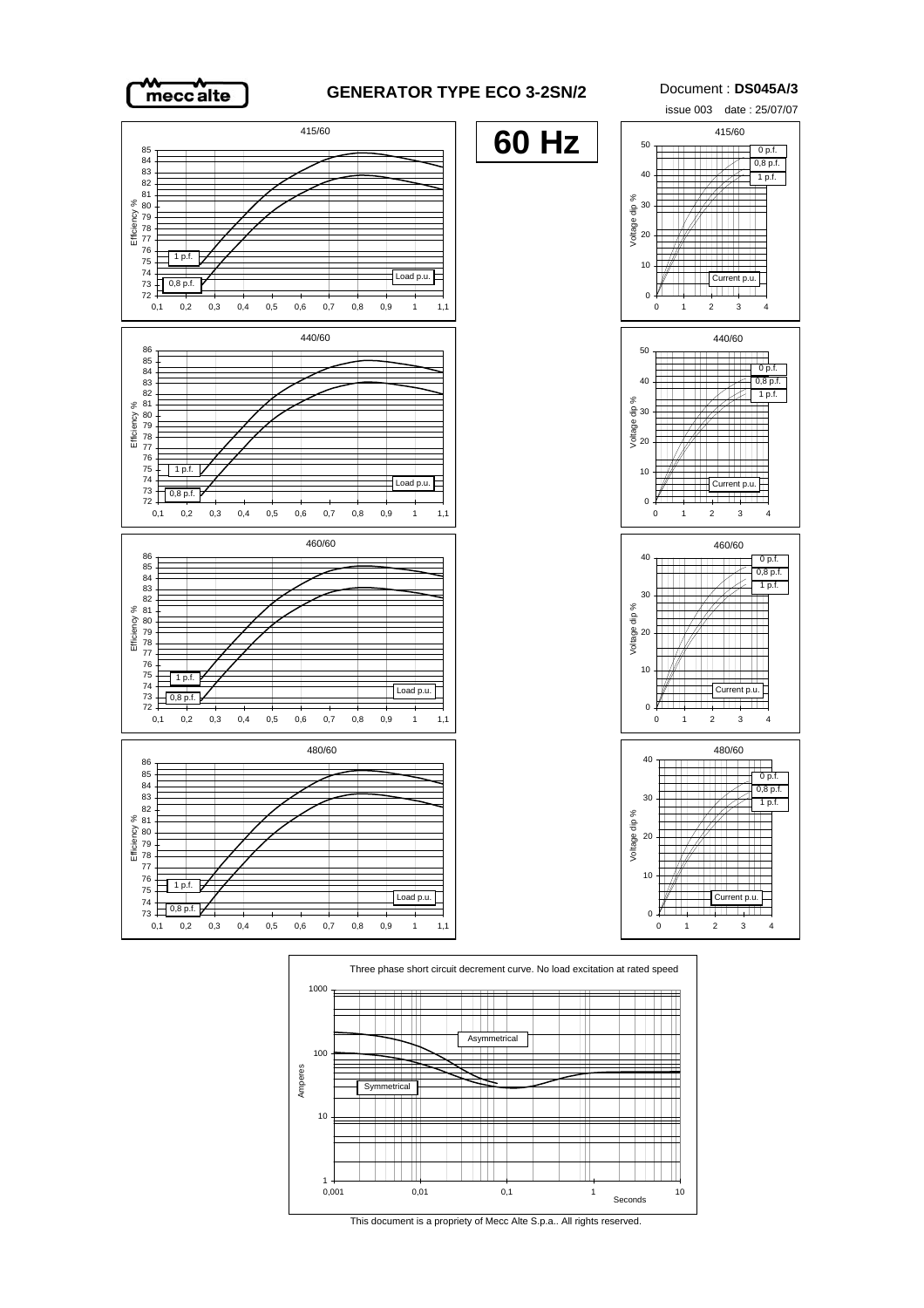# GENERATOR TYPE ECO 3-2SN/2

Document : **DS045A/3**

issue 003 date : 25/07/07

**60 Hz**

415/60

Efficiency %

1 p.f.

0,8 p.f.

Load p.u.

440/60

Efficiency %

1 p.f.

0,8 p.f.

Load p.u.

460/60

Efficiency %

1 p.f.

0,8 p.f.

Load p.u.

480/60

Efficiency %

1 p.f.

0,8 p.f.

Load p.u.

415/60

Voltage dip %

0 p.f.

0,8 p.f.

1 p.f.

Current p.u.

440/60

Voltage dip %

0 p.f.

0,8 p.f.

1 p.f.

Current p.u.

460/60

Voltage dip %

0 p.f.

0,8 p.f.

1 p.f.

Current p.u.

480/60

Voltage dip %

0 p.f.

0,8 p.f.

1 p.f.

Current p.u.

Three phase short circuit decrement curve. No load excitation at rated speed

Amperes

Asymmetrical

Symmetrical

Seconds

This document is a propriety of Mecc Alte S.p.a.. All rights reserved.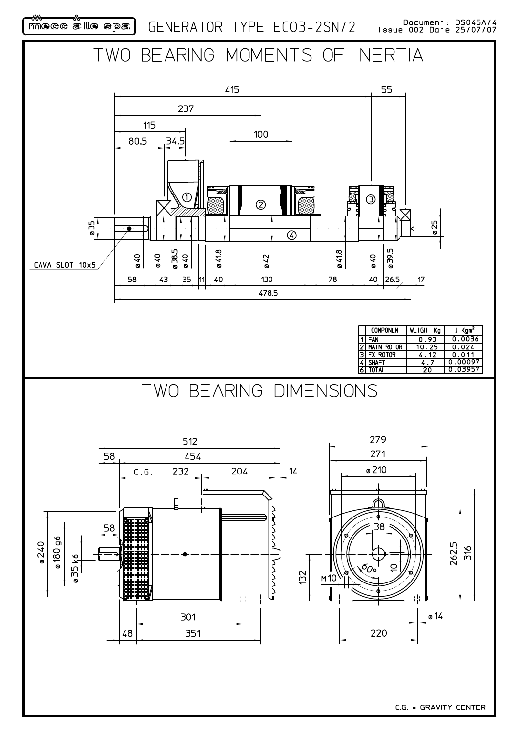mecc alte spa GENERATOR TYPE ECO3-2SN/2 Document: DS045A/4 Issue 002 Date 25/07/07

# TWO BEARING MOMENTS OF INERTIA

|   | COMPONENT | WEIGHT Kg | J Kgm² |
|---|---|---|---|
| 1 | FAN | 0.93 | 0.0036 |
| 2 | MAIN ROTOR | 10.25 | 0.024 |
| 3 | EX ROTOR | 4.12 | 0.011 |
| 4 | SHAFT | 4.7 | 0.00097 |
| 6 | TOTAL | 20 | 0.03957 |

CAVA SLOT 10x5

# TWO BEARING DIMENSIONS

C.G. = GRAVITY CENTER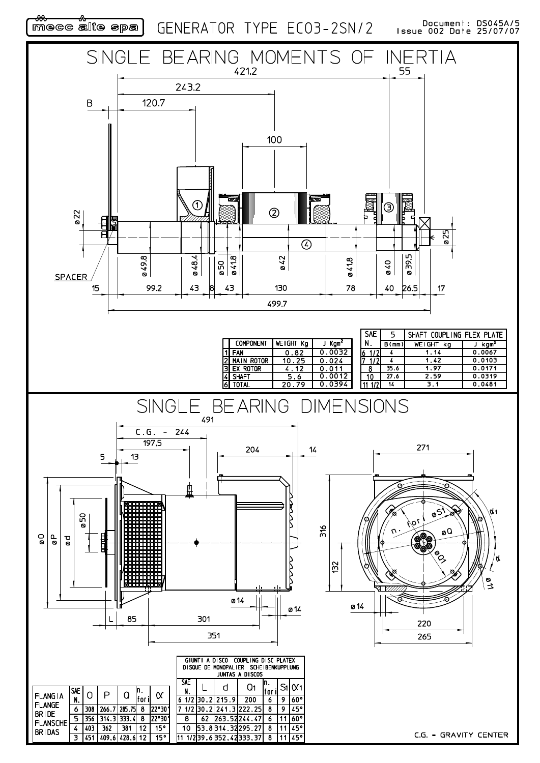mecc alte spa

# GENERATOR TYPE ECO3-2SN/2

Document: DS045A/5
Issue 002 Date 25/07/07

## SINGLE BEARING MOMENTS OF INERTIA

421.2
55
243.2
B
120.7
100
ø22
ø25
SPACER
ø49.8
ø48.4
ø50
ø41.8
ø42
ø41.8
ø40
ø39.5
15
99.2
43
8
43
130
78
40
26.5
17
499.7

| | COMPONENT | WEIGHT Kg | J Kgm² |
|---|---|---|---|
| 1 | FAN | 0.82 | 0.0032 |
| 2 | MAIN ROTOR | 10.25 | 0.024 |
| 3 | EX ROTOR | 4.12 | 0.011 |
| 4 | SHAFT | 5.6 | 0.0012 |
| 6 | TOTAL | 20.79 | 0.0394 |

| SAE N. | 5 B(mm) | SHAFT COUPLING FLEX PLATE WEIGHT kg | J kgm² |
|---|---|---|---|
| 6 1/2 | 4 | 1.14 | 0.0067 |
| 7 1/2 | 4 | 1.42 | 0.0103 |
| 8 | 35.6 | 1.97 | 0.0171 |
| 10 | 27.6 | 2.59 | 0.0319 |
| 11 1/2 | 14 | 3.1 | 0.0481 |

## SINGLE BEARING DIMENSIONS

491
C.G. - 244
197.5
5
13
204
14
271
ø50
øO
øP
ød
316
132
ø14
ø14
ø14
n. fori øS1
øQ
øQ1
α1
α
ø11
L
85
301
351
220
265

| FLANGIA FLANGE BRIDE FLANSCHE BRIDAS SAE N. | O | P | Q | n. fori | α |
|---|---|---|---|---|---|
| 6 | 308 | 266.7 | 285.75 | 8 | 22°30' |
| 5 | 356 | 314.3 | 333.4 | 8 | 22°30' |
| 4 | 403 | 362 | 381 | 12 | 15° |
| 3 | 451 | 409.6 | 428.6 | 12 | 15° |

GIUNTI A DISCO COUPLING DISC PLATEX DISQUE DE MONOPALIER SCHEIBENKUPPLUNG JUNTAS A DISCOS

| SAE N. | L | d | Q1 | n. fori | S1 | α1 |
|---|---|---|---|---|---|---|
| 6 1/2 | 30.2 | 215.9 | 200 | 6 | 9 | 60° |
| 7 1/2 | 30.2 | 241.3 | 222.25 | 8 | 9 | 45° |
| 8 | 62 | 263.52 | 244.47 | 6 | 11 | 60° |
| 10 | 53.8 | 314.32 | 295.27 | 8 | 11 | 45° |
| 11 1/2 | 39.6 | 352.42 | 333.37 | 8 | 11 | 45° |

C.G. = GRAVITY CENTER